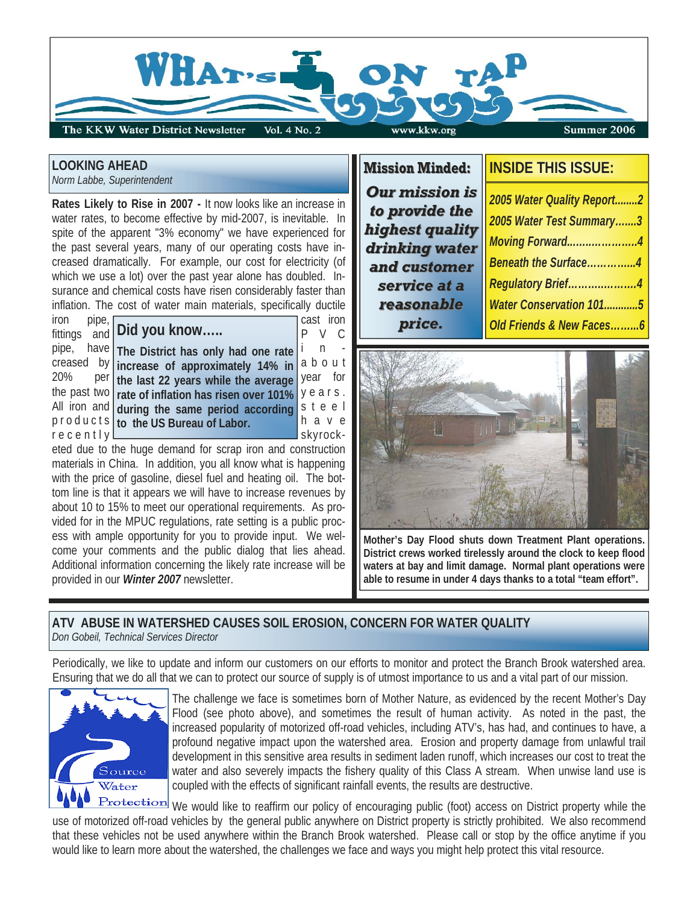# WHAT'S ON TAP

The KKW Water District Newsletter Vol. 4 No. 2 www.kkw.org Summer 2006

## LOOKING AHEAD

*Norm Labbe, Superintendent*

**Rates Likely to Rise in 2007 -** It now looks like an increase in water rates, to become effective by mid-2007, is inevitable. In spite of the apparent "3% economy" we have experienced for the past several years, many of our operating costs have increased dramatically. For example, our cost for electricity (of which we use a lot) over the past year alone has doubled. Insurance and chemical costs have risen considerably faster than inflation. The cost of water main materials, specifically ductile iron pipe, cast iron fittings and PVC pipe, have increased by about 20% per year for the past two years. All iron and steel products have recently skyrocketed due to the huge demand for scrap iron and construction materials in China. In addition, you all know what is happening with the price of gasoline, diesel fuel and heating oil. The bottom line is that it appears we will have to increase revenues by about 10 to 15% to meet our operational requirements. As provided for in the MPUC regulations, rate setting is a public process with ample opportunity for you to provide input. We welcome your comments and the public dialog that lies ahead. Additional information concerning the likely rate increase will be provided in our ***Winter 2007*** newsletter.

### Did you know.....

**The District has only had one rate increase of approximately 14% in the last 22 years while the average rate of inflation has risen over 101% during the same period according to the US Bureau of Labor.**

## Mission Minded:

***Our mission is to provide the highest quality drinking water and customer service at a reasonable price.***

## INSIDE THIS ISSUE:

- *2005 Water Quality Report.........2*
- *2005 Water Test Summary........3*
- *Moving Forward.......................4*
- *Beneath the Surface................4*
- *Regulatory Brief......................4*
- *Water Conservation 101............5*
- *Old Friends & New Faces.........6*

**Mother's Day Flood shuts down Treatment Plant operations. District crews worked tirelessly around the clock to keep flood waters at bay and limit damage. Normal plant operations were able to resume in under 4 days thanks to a total "team effort".**

## ATV ABUSE IN WATERSHED CAUSES SOIL EROSION, CONCERN FOR WATER QUALITY

*Don Gobeil, Technical Services Director*

Periodically, we like to update and inform our customers on our efforts to monitor and protect the Branch Brook watershed area. Ensuring that we do all that we can to protect our source of supply is of utmost importance to us and a vital part of our mission.

The challenge we face is sometimes born of Mother Nature, as evidenced by the recent Mother's Day Flood (see photo above), and sometimes the result of human activity. As noted in the past, the increased popularity of motorized off-road vehicles, including ATV's, has had, and continues to have, a profound negative impact upon the watershed area. Erosion and property damage from unlawful trail development in this sensitive area results in sediment laden runoff, which increases our cost to treat the water and also severely impacts the fishery quality of this Class A stream. When unwise land use is coupled with the effects of significant rainfall events, the results are destructive.

We would like to reaffirm our policy of encouraging public (foot) access on District property while the use of motorized off-road vehicles by the general public anywhere on District property is strictly prohibited. We also recommend that these vehicles not be used anywhere within the Branch Brook watershed. Please call or stop by the office anytime if you would like to learn more about the watershed, the challenges we face and ways you might help protect this vital resource.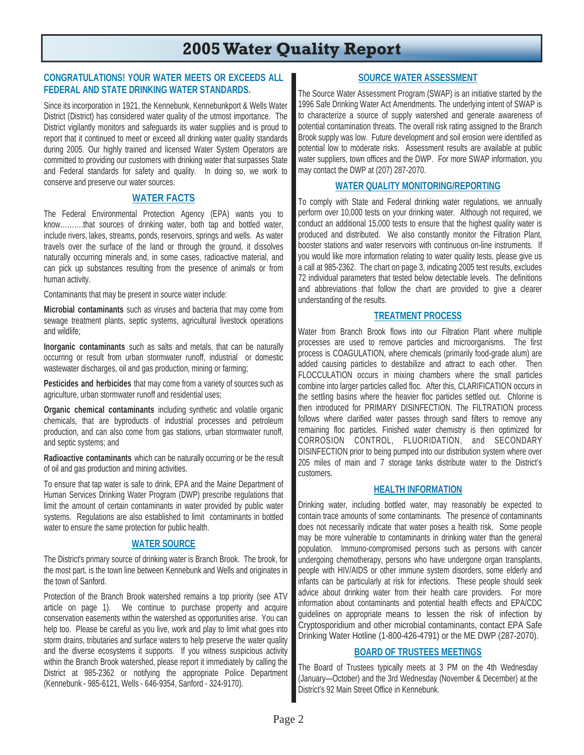# 2005 Water Quality Report

## CONGRATULATIONS! YOUR WATER MEETS OR EXCEEDS ALL FEDERAL AND STATE DRINKING WATER STANDARDS.

Since its incorporation in 1921, the Kennebunk, Kennebunkport & Wells Water District (District) has considered water quality of the utmost importance. The District vigilantly monitors and safeguards its water supplies and is proud to report that it continued to meet or exceed all drinking water quality standards during 2005. Our highly trained and licensed Water System Operators are committed to providing our customers with drinking water that surpasses State and Federal standards for safety and quality. In doing so, we work to conserve and preserve our water sources.

## WATER FACTS

The Federal Environmental Protection Agency (EPA) wants you to know……….that sources of drinking water, both tap and bottled water, include rivers, lakes, streams, ponds, reservoirs, springs and wells. As water travels over the surface of the land or through the ground, it dissolves naturally occurring minerals and, in some cases, radioactive material, and can pick up substances resulting from the presence of animals or from human activity.

Contaminants that may be present in source water include:

**Microbial contaminants** such as viruses and bacteria that may come from sewage treatment plants, septic systems, agricultural livestock operations and wildlife;

**Inorganic contaminants** such as salts and metals, that can be naturally occurring or result from urban stormwater runoff, industrial or domestic wastewater discharges, oil and gas production, mining or farming;

**Pesticides and herbicides** that may come from a variety of sources such as agriculture, urban stormwater runoff and residential uses;

**Organic chemical contaminants** including synthetic and volatile organic chemicals, that are byproducts of industrial processes and petroleum production, and can also come from gas stations, urban stormwater runoff, and septic systems; and

**Radioactive contaminants** which can be naturally occurring or be the result of oil and gas production and mining activities.

To ensure that tap water is safe to drink, EPA and the Maine Department of Human Services Drinking Water Program (DWP) prescribe regulations that limit the amount of certain contaminants in water provided by public water systems. Regulations are also established to limit contaminants in bottled water to ensure the same protection for public health.

## WATER SOURCE

The District's primary source of drinking water is Branch Brook. The brook, for the most part, is the town line between Kennebunk and Wells and originates in the town of Sanford.

Protection of the Branch Brook watershed remains a top priority (see ATV article on page 1). We continue to purchase property and acquire conservation easements within the watershed as opportunities arise. You can help too. Please be careful as you live, work and play to limit what goes into storm drains, tributaries and surface waters to help preserve the water quality and the diverse ecosystems it supports. If you witness suspicious activity within the Branch Brook watershed, please report it immediately by calling the District at 985-2362 or notifying the appropriate Police Department (Kennebunk - 985-6121, Wells - 646-9354, Sanford - 324-9170).

## SOURCE WATER ASSESSMENT

The Source Water Assessment Program (SWAP) is an initiative started by the 1996 Safe Drinking Water Act Amendments. The underlying intent of SWAP is to characterize a source of supply watershed and generate awareness of potential contamination threats. The overall risk rating assigned to the Branch Brook supply was low. Future development and soil erosion were identified as potential low to moderate risks. Assessment results are available at public water suppliers, town offices and the DWP. For more SWAP information, you may contact the DWP at (207) 287-2070.

## WATER QUALITY MONITORING/REPORTING

To comply with State and Federal drinking water regulations, we annually perform over 10,000 tests on your drinking water. Although not required, we conduct an additional 15,000 tests to ensure that the highest quality water is produced and distributed. We also constantly monitor the Filtration Plant, booster stations and water reservoirs with continuous on-line instruments. If you would like more information relating to water quality tests, please give us a call at 985-2362. The chart on page 3, indicating 2005 test results, excludes 72 individual parameters that tested below detectable levels. The definitions and abbreviations that follow the chart are provided to give a clearer understanding of the results.

## TREATMENT PROCESS

Water from Branch Brook flows into our Filtration Plant where multiple processes are used to remove particles and microorganisms. The first process is COAGULATION, where chemicals (primarily food-grade alum) are added causing particles to destabilize and attract to each other. Then FLOCCULATION occurs in mixing chambers where the small particles combine into larger particles called floc. After this, CLARIFICATION occurs in the settling basins where the heavier floc particles settled out. Chlorine is then introduced for PRIMARY DISINFECTION. The FILTRATION process follows where clarified water passes through sand filters to remove any remaining floc particles. Finished water chemistry is then optimized for CORROSION CONTROL, FLUORIDATION, and SECONDARY DISINFECTION prior to being pumped into our distribution system where over 205 miles of main and 7 storage tanks distribute water to the District's customers.

## HEALTH INFORMATION

Drinking water, including bottled water, may reasonably be expected to contain trace amounts of some contaminants. The presence of contaminants does not necessarily indicate that water poses a health risk. Some people may be more vulnerable to contaminants in drinking water than the general population. Immuno-compromised persons such as persons with cancer undergoing chemotherapy, persons who have undergone organ transplants, people with HIV/AIDS or other immune system disorders, some elderly and infants can be particularly at risk for infections. These people should seek advice about drinking water from their health care providers. For more information about contaminants and potential health effects and EPA/CDC guidelines on appropriate means to lessen the risk of infection by Cryptosporidium and other microbial contaminants, contact EPA Safe Drinking Water Hotline (1-800-426-4791) or the ME DWP (287-2070).

## BOARD OF TRUSTEES MEETINGS

The Board of Trustees typically meets at 3 PM on the 4th Wednesday (January—October) and the 3rd Wednesday (November & December) at the District's 92 Main Street Office in Kennebunk.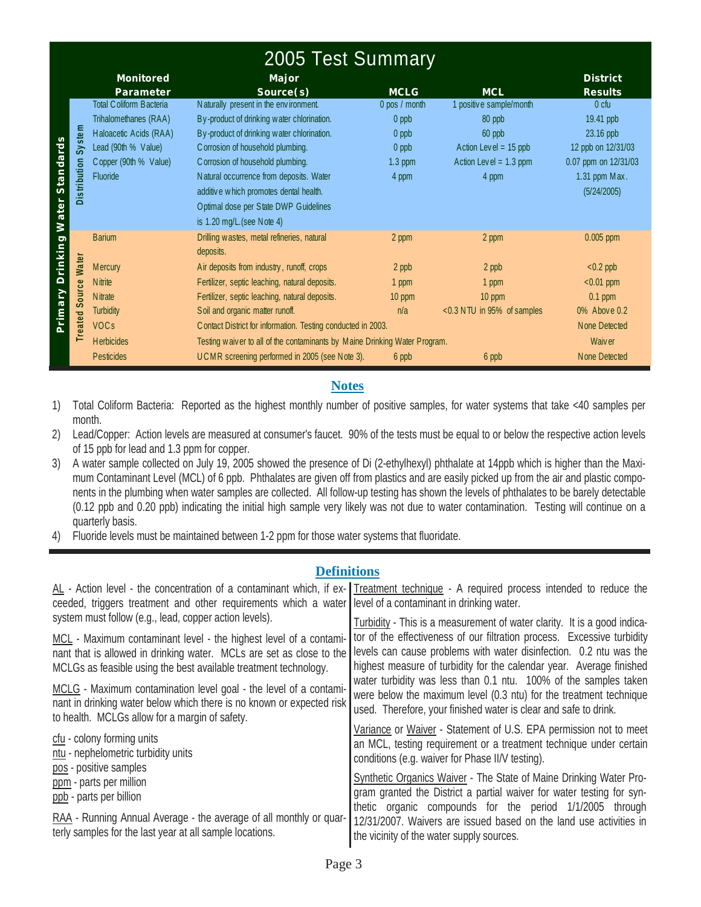# 2005 Test Summary

| | | Monitored Parameter | Major Source(s) | MCLG | MCL | District Results |
|---|---|---|---|---|---|---|
| Primary Drinking Water Standards | Distribution System | Total Coliform Bacteria | Naturally present in the environment. | 0 pos / month | 1 positive sample/month | 0 cfu |
| | | Trihalomethanes (RAA) | By-product of drinking water chlorination. | 0 ppb | 80 ppb | 19.41 ppb |
| | | Haloacetic Acids (RAA) | By-product of drinking water chlorination. | 0 ppb | 60 ppb | 23.16 ppb |
| | | Lead (90th % Value) | Corrosion of household plumbing. | 0 ppb | Action Level = 15 ppb | 12 ppb on 12/31/03 |
| | | Copper (90th % Value) | Corrosion of household plumbing. | 1.3 ppm | Action Level = 1.3 ppm | 0.07 ppm on 12/31/03 |
| | | Fluoride | Natural occurrence from deposits. Water additive which promotes dental health. Optimal dose per State DWP Guidelines is 1.20 mg/L.(see Note 4) | 4 ppm | 4 ppm | 1.31 ppm Max. (5/24/2005) |
| | Treated Source Water | Barium | Drilling wastes, metal refineries, natural deposits. | 2 ppm | 2 ppm | 0.005 ppm |
| | | Mercury | Air deposits from industry, runoff, crops | 2 ppb | 2 ppb | <0.2 ppb |
| | | Nitrite | Fertilizer, septic leaching, natural deposits. | 1 ppm | 1 ppm | <0.01 ppm |
| | | Nitrate | Fertilizer, septic leaching, natural deposits. | 10 ppm | 10 ppm | 0.1 ppm |
| | | Turbidity | Soil and organic matter runoff. | n/a | <0.3 NTU in 95% of samples | 0% Above 0.2 |
| | | VOCs | Contact District for information. Testing conducted in 2003. | | | None Detected |
| | | Herbicides | Testing waiver to all of the contaminants by Maine Drinking Water Program. | | | Waiver |
| | | Pesticides | UCMR screening performed in 2005 (see Note 3). | 6 ppb | 6 ppb | None Detected |

## Notes

1) Total Coliform Bacteria: Reported as the highest monthly number of positive samples, for water systems that take <40 samples per month.
2) Lead/Copper: Action levels are measured at consumer's faucet. 90% of the tests must be equal to or below the respective action levels of 15 ppb for lead and 1.3 ppm for copper.
3) A water sample collected on July 19, 2005 showed the presence of Di (2-ethylhexyl) phthalate at 14ppb which is higher than the Maximum Contaminant Level (MCL) of 6 ppb. Phthalates are given off from plastics and are easily picked up from the air and plastic components in the plumbing when water samples are collected. All follow-up testing has shown the levels of phthalates to be barely detectable (0.12 ppb and 0.20 ppb) indicating the initial high sample very likely was not due to water contamination. Testing will continue on a quarterly basis.
4) Fluoride levels must be maintained between 1-2 ppm for those water systems that fluoridate.

## Definitions

AL - Action level - the concentration of a contaminant which, if exceeded, triggers treatment and other requirements which a water system must follow (e.g., lead, copper action levels).

MCL - Maximum contaminant level - the highest level of a contaminant that is allowed in drinking water. MCLs are set as close to the MCLGs as feasible using the best available treatment technology.

MCLG - Maximum contamination level goal - the level of a contaminant in drinking water below which there is no known or expected risk to health. MCLGs allow for a margin of safety.

cfu - colony forming units
ntu - nephelometric turbidity units
pos - positive samples
ppm - parts per million
ppb - parts per billion

RAA - Running Annual Average - the average of all monthly or quarterly samples for the last year at all sample locations.

Treatment technique - A required process intended to reduce the level of a contaminant in drinking water.

Turbidity - This is a measurement of water clarity. It is a good indicator of the effectiveness of our filtration process. Excessive turbidity levels can cause problems with water disinfection. 0.2 ntu was the highest measure of turbidity for the calendar year. Average finished water turbidity was less than 0.1 ntu. 100% of the samples taken were below the maximum level (0.3 ntu) for the treatment technique used. Therefore, your finished water is clear and safe to drink.

Variance or Waiver - Statement of U.S. EPA permission not to meet an MCL, testing requirement or a treatment technique under certain conditions (e.g. waiver for Phase II/V testing).

Synthetic Organics Waiver - The State of Maine Drinking Water Program granted the District a partial waiver for water testing for synthetic organic compounds for the period 1/1/2005 through 12/31/2007. Waivers are issued based on the land use activities in the vicinity of the water supply sources.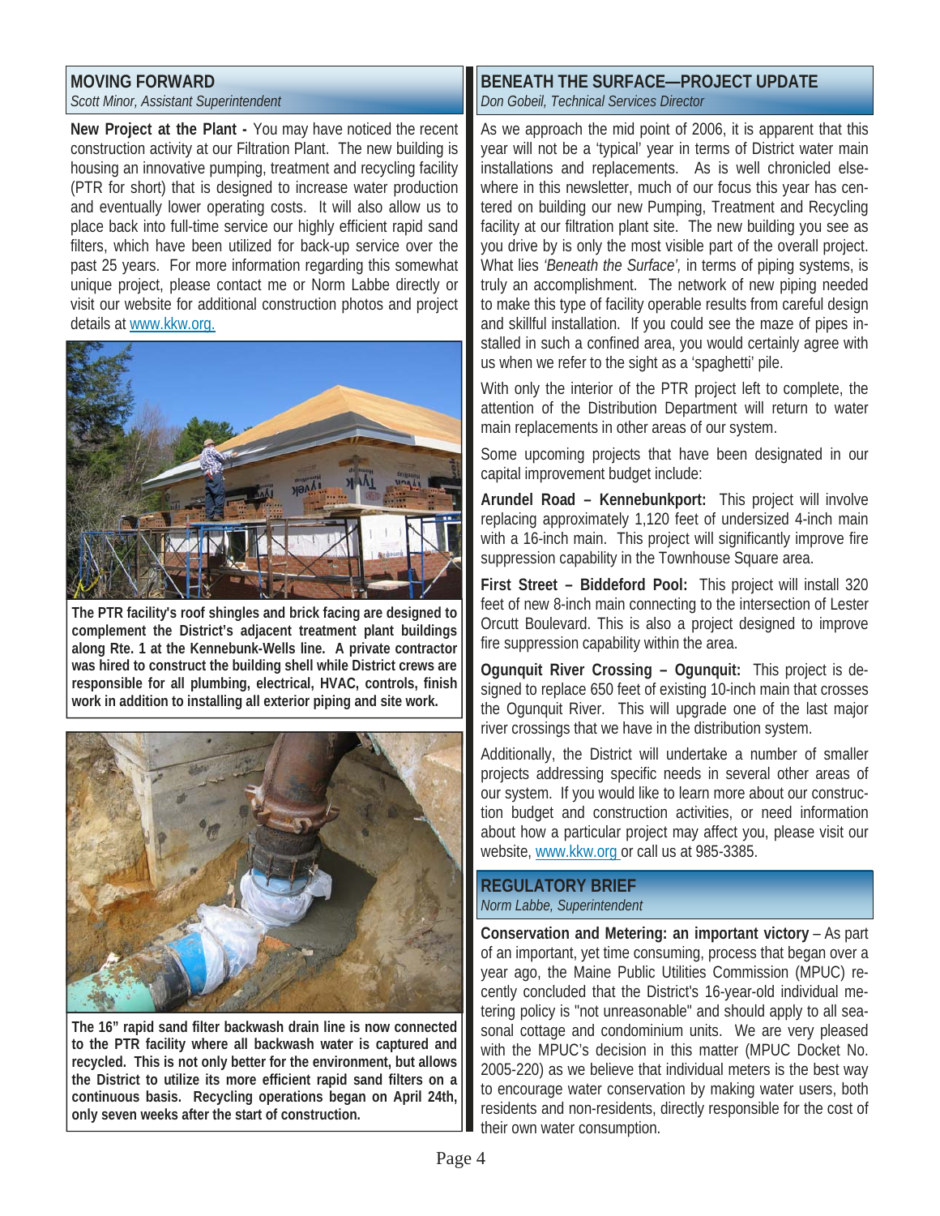## MOVING FORWARD

*Scott Minor, Assistant Superintendent*

**New Project at the Plant -** You may have noticed the recent construction activity at our Filtration Plant. The new building is housing an innovative pumping, treatment and recycling facility (PTR for short) that is designed to increase water production and eventually lower operating costs. It will also allow us to place back into full-time service our highly efficient rapid sand filters, which have been utilized for back-up service over the past 25 years. For more information regarding this somewhat unique project, please contact me or Norm Labbe directly or visit our website for additional construction photos and project details at www.kkw.org.

**The PTR facility's roof shingles and brick facing are designed to complement the District's adjacent treatment plant buildings along Rte. 1 at the Kennebunk-Wells line. A private contractor was hired to construct the building shell while District crews are responsible for all plumbing, electrical, HVAC, controls, finish work in addition to installing all exterior piping and site work.**

**The 16" rapid sand filter backwash drain line is now connected to the PTR facility where all backwash water is captured and recycled. This is not only better for the environment, but allows the District to utilize its more efficient rapid sand filters on a continuous basis. Recycling operations began on April 24th, only seven weeks after the start of construction.**

## BENEATH THE SURFACE—PROJECT UPDATE

*Don Gobeil, Technical Services Director*

As we approach the mid point of 2006, it is apparent that this year will not be a 'typical' year in terms of District water main installations and replacements. As is well chronicled elsewhere in this newsletter, much of our focus this year has centered on building our new Pumping, Treatment and Recycling facility at our filtration plant site. The new building you see as you drive by is only the most visible part of the overall project. What lies *'Beneath the Surface'*, in terms of piping systems, is truly an accomplishment. The network of new piping needed to make this type of facility operable results from careful design and skillful installation. If you could see the maze of pipes installed in such a confined area, you would certainly agree with us when we refer to the sight as a 'spaghetti' pile.

With only the interior of the PTR project left to complete, the attention of the Distribution Department will return to water main replacements in other areas of our system.

Some upcoming projects that have been designated in our capital improvement budget include:

**Arundel Road – Kennebunkport:** This project will involve replacing approximately 1,120 feet of undersized 4-inch main with a 16-inch main. This project will significantly improve fire suppression capability in the Townhouse Square area.

**First Street – Biddeford Pool:** This project will install 320 feet of new 8-inch main connecting to the intersection of Lester Orcutt Boulevard. This is also a project designed to improve fire suppression capability within the area.

**Ogunquit River Crossing – Ogunquit:** This project is designed to replace 650 feet of existing 10-inch main that crosses the Ogunquit River. This will upgrade one of the last major river crossings that we have in the distribution system.

Additionally, the District will undertake a number of smaller projects addressing specific needs in several other areas of our system. If you would like to learn more about our construction budget and construction activities, or need information about how a particular project may affect you, please visit our website, www.kkw.org or call us at 985-3385.

## REGULATORY BRIEF

*Norm Labbe, Superintendent*

**Conservation and Metering: an important victory** – As part of an important, yet time consuming, process that began over a year ago, the Maine Public Utilities Commission (MPUC) recently concluded that the District's 16-year-old individual metering policy is "not unreasonable" and should apply to all seasonal cottage and condominium units. We are very pleased with the MPUC's decision in this matter (MPUC Docket No. 2005-220) as we believe that individual meters is the best way to encourage water conservation by making water users, both residents and non-residents, directly responsible for the cost of their own water consumption.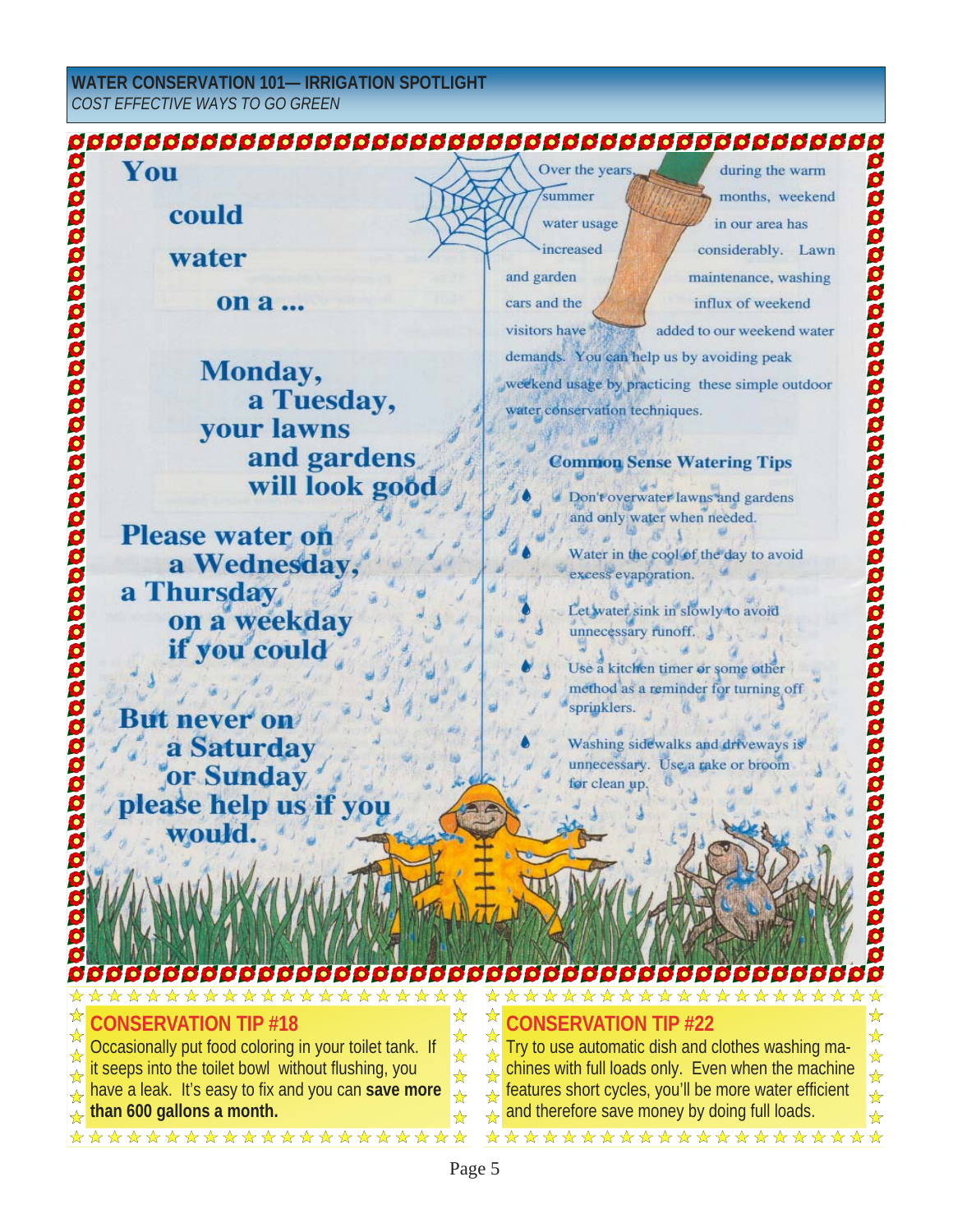**WATER CONSERVATION 101— IRRIGATION SPOTLIGHT**
*COST EFFECTIVE WAYS TO GO GREEN*

**You could water on a ...**

**Monday, a Tuesday, your lawns and gardens will look good**

**Please water on a Wednesday, a Thursday on a weekday if you could**

**But never on a Saturday or Sunday please help us if you would.**

Over the years, during the warm summer months, weekend water usage in our area has increased considerably. Lawn and garden maintenance, washing cars and the influx of weekend visitors have added to our weekend water demands. You can help us by avoiding peak weekend usage by practicing these simple outdoor water conservation techniques.

### Common Sense Watering Tips

- Don't overwater lawns and gardens and only water when needed.
- Water in the cool of the day to avoid excess evaporation.
- Let water sink in slowly to avoid unnecessary runoff.
- Use a kitchen timer or some other method as a reminder for turning off sprinklers.
- Washing sidewalks and driveways is unnecessary. Use a rake or broom for clean up.

### CONSERVATION TIP #18

Occasionally put food coloring in your toilet tank. If it seeps into the toilet bowl without flushing, you have a leak. It's easy to fix and you can **save more than 600 gallons a month.**

### CONSERVATION TIP #22

Try to use automatic dish and clothes washing machines with full loads only. Even when the machine features short cycles, you'll be more water efficient and therefore save money by doing full loads.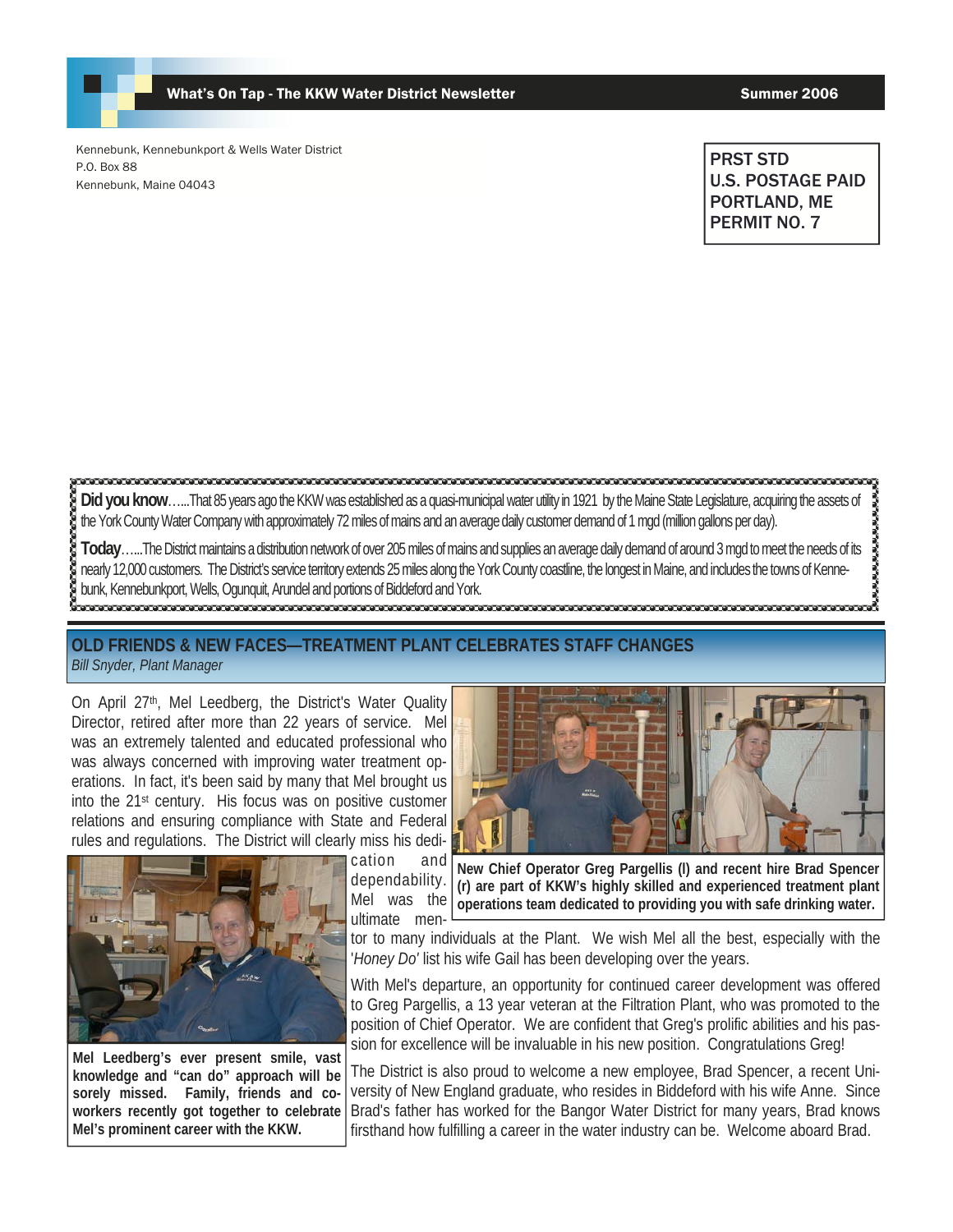What's On Tap - The KKW Water District Newsletter — Summer 2006

Kennebunk, Kennebunkport & Wells Water District
P.O. Box 88
Kennebunk, Maine 04043

PRST STD
U.S. POSTAGE PAID
PORTLAND, ME
PERMIT NO. 7

**Did you know**…...That 85 years ago the KKW was established as a quasi-municipal water utility in 1921 by the Maine State Legislature, acquiring the assets of the York County Water Company with approximately 72 miles of mains and an average daily customer demand of 1 mgd (million gallons per day).

**Today**…...The District maintains a distribution network of over 205 miles of mains and supplies an average daily demand of around 3 mgd to meet the needs of its nearly 12,000 customers. The District's service territory extends 25 miles along the York County coastline, the longest in Maine, and includes the towns of Kennebunk, Kennebunkport, Wells, Ogunquit, Arundel and portions of Biddeford and York.

## OLD FRIENDS & NEW FACES—TREATMENT PLANT CELEBRATES STAFF CHANGES

*Bill Snyder, Plant Manager*

On April 27th, Mel Leedberg, the District's Water Quality Director, retired after more than 22 years of service. Mel was an extremely talented and educated professional who was always concerned with improving water treatment operations. In fact, it's been said by many that Mel brought us into the 21st century. His focus was on positive customer relations and ensuring compliance with State and Federal rules and regulations. The District will clearly miss his dedication and dependability. Mel was the ultimate mentor to many individuals at the Plant. We wish Mel all the best, especially with the '*Honey Do*' list his wife Gail has been developing over the years.

**New Chief Operator Greg Pargellis (l) and recent hire Brad Spencer (r) are part of KKW's highly skilled and experienced treatment plant operations team dedicated to providing you with safe drinking water.**

**Mel Leedberg's ever present smile, vast knowledge and "can do" approach will be sorely missed. Family, friends and co-workers recently got together to celebrate Mel's prominent career with the KKW.**

With Mel's departure, an opportunity for continued career development was offered to Greg Pargellis, a 13 year veteran at the Filtration Plant, who was promoted to the position of Chief Operator. We are confident that Greg's prolific abilities and his passion for excellence will be invaluable in his new position. Congratulations Greg!

The District is also proud to welcome a new employee, Brad Spencer, a recent University of New England graduate, who resides in Biddeford with his wife Anne. Since Brad's father has worked for the Bangor Water District for many years, Brad knows firsthand how fulfilling a career in the water industry can be. Welcome aboard Brad.